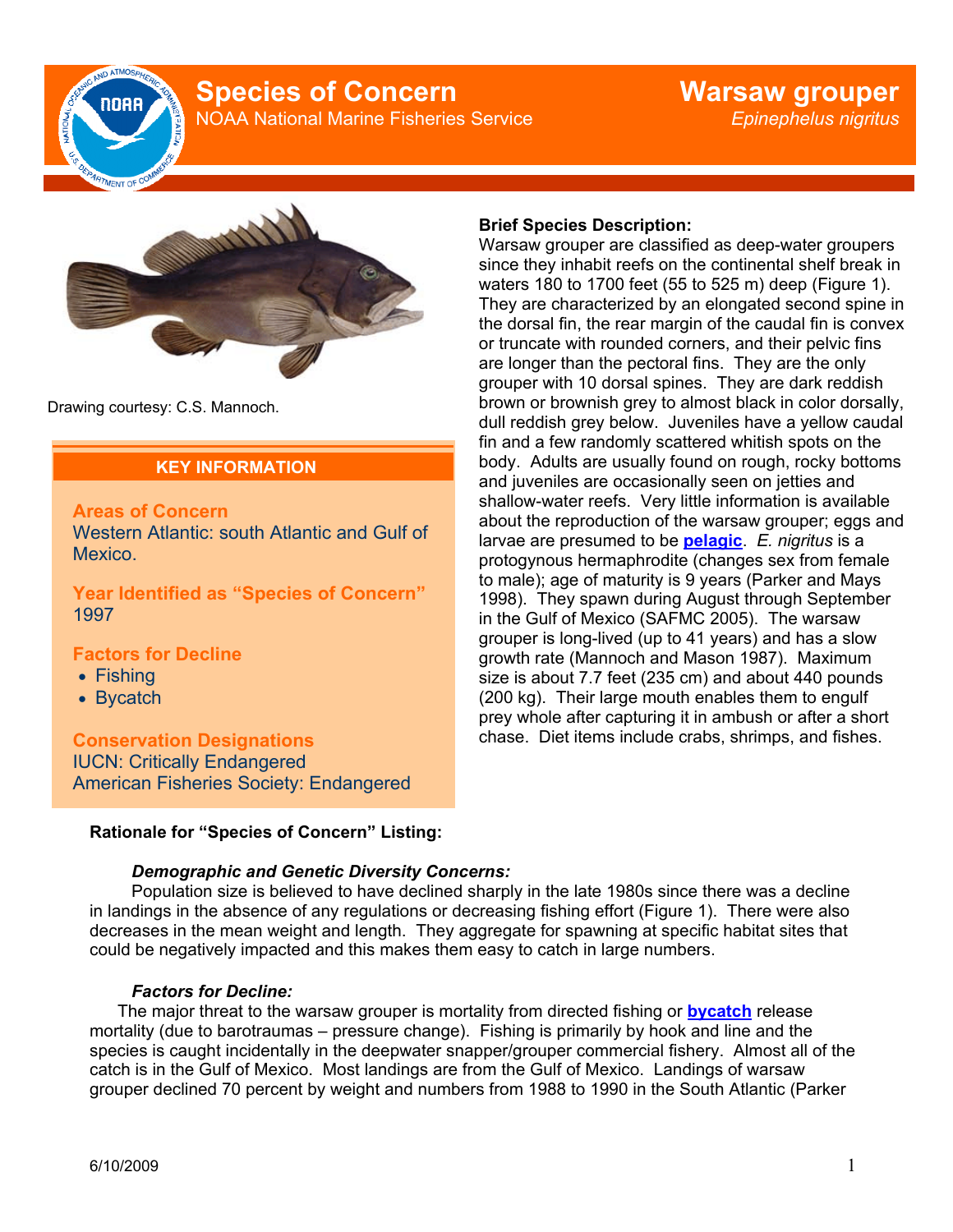# Species of Concern

NOAA National Marine Fisheries Service

# Warsaw grouper

*Epinephelus nigritus*

Drawing courtesy: C.S. Mannoch.

## KEY INFORMATION

**Areas of Concern**
Western Atlantic: south Atlantic and Gulf of Mexico.

**Year Identified as "Species of Concern"**
1997

**Factors for Decline**
- Fishing
- Bycatch

**Conservation Designations**
IUCN: Critically Endangered
American Fisheries Society: Endangered

**Brief Species Description:**
Warsaw grouper are classified as deep-water groupers since they inhabit reefs on the continental shelf break in waters 180 to 1700 feet (55 to 525 m) deep (Figure 1). They are characterized by an elongated second spine in the dorsal fin, the rear margin of the caudal fin is convex or truncate with rounded corners, and their pelvic fins are longer than the pectoral fins. They are the only grouper with 10 dorsal spines. They are dark reddish brown or brownish grey to almost black in color dorsally, dull reddish grey below. Juveniles have a yellow caudal fin and a few randomly scattered whitish spots on the body. Adults are usually found on rough, rocky bottoms and juveniles are occasionally seen on jetties and shallow-water reefs. Very little information is available about the reproduction of the warsaw grouper; eggs and larvae are presumed to be **pelagic**. *E. nigritus* is a protogynous hermaphrodite (changes sex from female to male); age of maturity is 9 years (Parker and Mays 1998). They spawn during August through September in the Gulf of Mexico (SAFMC 2005). The warsaw grouper is long-lived (up to 41 years) and has a slow growth rate (Mannoch and Mason 1987). Maximum size is about 7.7 feet (235 cm) and about 440 pounds (200 kg). Their large mouth enables them to engulf prey whole after capturing it in ambush or after a short chase. Diet items include crabs, shrimps, and fishes.

**Rationale for "Species of Concern" Listing:**

***Demographic and Genetic Diversity Concerns:***

Population size is believed to have declined sharply in the late 1980s since there was a decline in landings in the absence of any regulations or decreasing fishing effort (Figure 1). There were also decreases in the mean weight and length. They aggregate for spawning at specific habitat sites that could be negatively impacted and this makes them easy to catch in large numbers.

***Factors for Decline:***

The major threat to the warsaw grouper is mortality from directed fishing or **bycatch** release mortality (due to barotraumas – pressure change). Fishing is primarily by hook and line and the species is caught incidentally in the deepwater snapper/grouper commercial fishery. Almost all of the catch is in the Gulf of Mexico. Most landings are from the Gulf of Mexico. Landings of warsaw grouper declined 70 percent by weight and numbers from 1988 to 1990 in the South Atlantic (Parker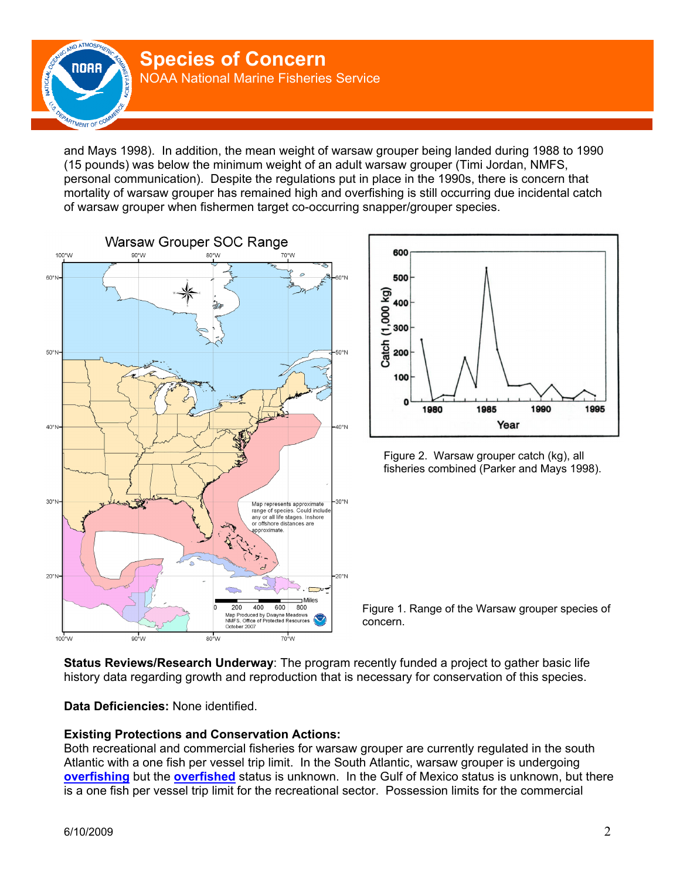and Mays 1998). In addition, the mean weight of warsaw grouper being landed during 1988 to 1990 (15 pounds) was below the minimum weight of an adult warsaw grouper (Timi Jordan, NMFS, personal communication). Despite the regulations put in place in the 1990s, there is concern that mortality of warsaw grouper has remained high and overfishing is still occurring due incidental catch of warsaw grouper when fishermen target co-occurring snapper/grouper species.

Figure 2. Warsaw grouper catch (kg), all fisheries combined (Parker and Mays 1998).

Figure 1. Range of the Warsaw grouper species of concern.

**Status Reviews/Research Underway**: The program recently funded a project to gather basic life history data regarding growth and reproduction that is necessary for conservation of this species.

**Data Deficiencies:** None identified.

**Existing Protections and Conservation Actions:**
Both recreational and commercial fisheries for warsaw grouper are currently regulated in the south Atlantic with a one fish per vessel trip limit. In the South Atlantic, warsaw grouper is undergoing **overfishing** but the **overfished** status is unknown. In the Gulf of Mexico status is unknown, but there is a one fish per vessel trip limit for the recreational sector. Possession limits for the commercial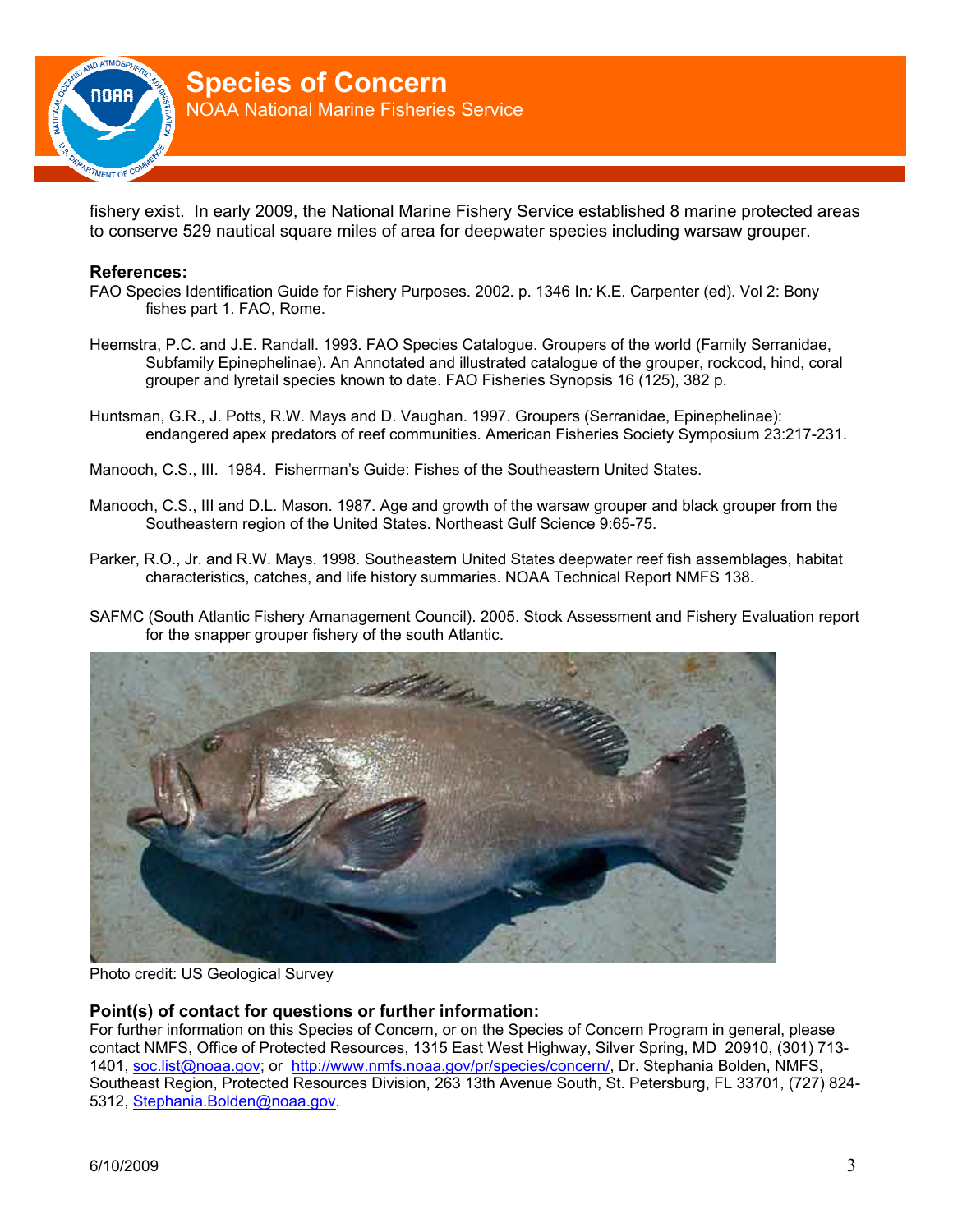fishery exist. In early 2009, the National Marine Fishery Service established 8 marine protected areas to conserve 529 nautical square miles of area for deepwater species including warsaw grouper.

**References:**

FAO Species Identification Guide for Fishery Purposes. 2002. p. 1346 In*:* K.E. Carpenter (ed). Vol 2: Bony fishes part 1. FAO, Rome.

Heemstra, P.C. and J.E. Randall. 1993. FAO Species Catalogue. Groupers of the world (Family Serranidae, Subfamily Epinephelinae). An Annotated and illustrated catalogue of the grouper, rockcod, hind, coral grouper and lyretail species known to date. FAO Fisheries Synopsis 16 (125), 382 p.

Huntsman, G.R., J. Potts, R.W. Mays and D. Vaughan. 1997. Groupers (Serranidae, Epinephelinae): endangered apex predators of reef communities. American Fisheries Society Symposium 23:217-231.

Manooch, C.S., III. 1984. Fisherman's Guide: Fishes of the Southeastern United States.

Manooch, C.S., III and D.L. Mason. 1987. Age and growth of the warsaw grouper and black grouper from the Southeastern region of the United States. Northeast Gulf Science 9:65-75.

Parker, R.O., Jr. and R.W. Mays. 1998. Southeastern United States deepwater reef fish assemblages, habitat characteristics, catches, and life history summaries. NOAA Technical Report NMFS 138.

SAFMC (South Atlantic Fishery Amanagement Council). 2005. Stock Assessment and Fishery Evaluation report for the snapper grouper fishery of the south Atlantic.

Photo credit: US Geological Survey

**Point(s) of contact for questions or further information:**

For further information on this Species of Concern, or on the Species of Concern Program in general, please contact NMFS, Office of Protected Resources, 1315 East West Highway, Silver Spring, MD 20910, (301) 713-1401, soc.list@noaa.gov; or http://www.nmfs.noaa.gov/pr/species/concern/, Dr. Stephania Bolden, NMFS, Southeast Region, Protected Resources Division, 263 13th Avenue South, St. Petersburg, FL 33701, (727) 824-5312, Stephania.Bolden@noaa.gov.

6/10/2009